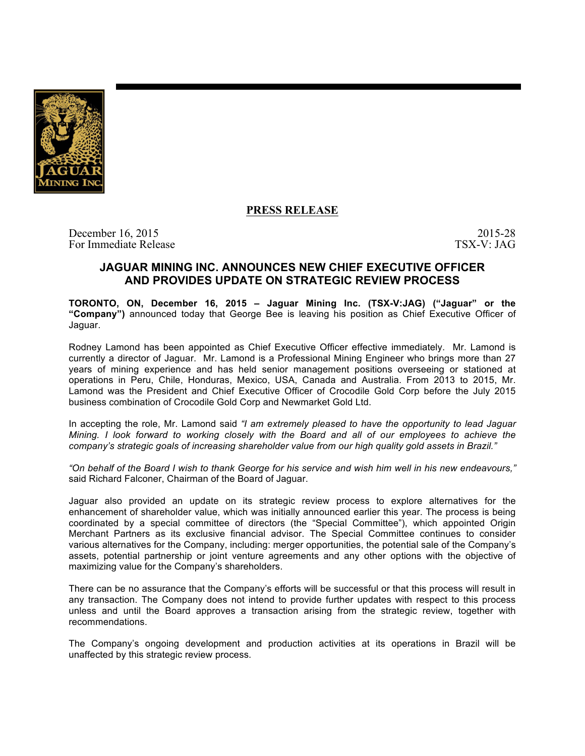**PRESS RELEASE**

December 16, 2015
For Immediate Release

2015-28
TSX-V: JAG

# JAGUAR MINING INC. ANNOUNCES NEW CHIEF EXECUTIVE OFFICER AND PROVIDES UPDATE ON STRATEGIC REVIEW PROCESS

**TORONTO, ON, December 16, 2015 – Jaguar Mining Inc. (TSX-V:JAG) ("Jaguar" or the "Company")** announced today that George Bee is leaving his position as Chief Executive Officer of Jaguar.

Rodney Lamond has been appointed as Chief Executive Officer effective immediately. Mr. Lamond is currently a director of Jaguar. Mr. Lamond is a Professional Mining Engineer who brings more than 27 years of mining experience and has held senior management positions overseeing or stationed at operations in Peru, Chile, Honduras, Mexico, USA, Canada and Australia. From 2013 to 2015, Mr. Lamond was the President and Chief Executive Officer of Crocodile Gold Corp before the July 2015 business combination of Crocodile Gold Corp and Newmarket Gold Ltd.

In accepting the role, Mr. Lamond said *"I am extremely pleased to have the opportunity to lead Jaguar Mining. I look forward to working closely with the Board and all of our employees to achieve the company's strategic goals of increasing shareholder value from our high quality gold assets in Brazil."*

*"On behalf of the Board I wish to thank George for his service and wish him well in his new endeavours,"* said Richard Falconer, Chairman of the Board of Jaguar.

Jaguar also provided an update on its strategic review process to explore alternatives for the enhancement of shareholder value, which was initially announced earlier this year. The process is being coordinated by a special committee of directors (the "Special Committee"), which appointed Origin Merchant Partners as its exclusive financial advisor. The Special Committee continues to consider various alternatives for the Company, including: merger opportunities, the potential sale of the Company's assets, potential partnership or joint venture agreements and any other options with the objective of maximizing value for the Company's shareholders.

There can be no assurance that the Company's efforts will be successful or that this process will result in any transaction. The Company does not intend to provide further updates with respect to this process unless and until the Board approves a transaction arising from the strategic review, together with recommendations.

The Company's ongoing development and production activities at its operations in Brazil will be unaffected by this strategic review process.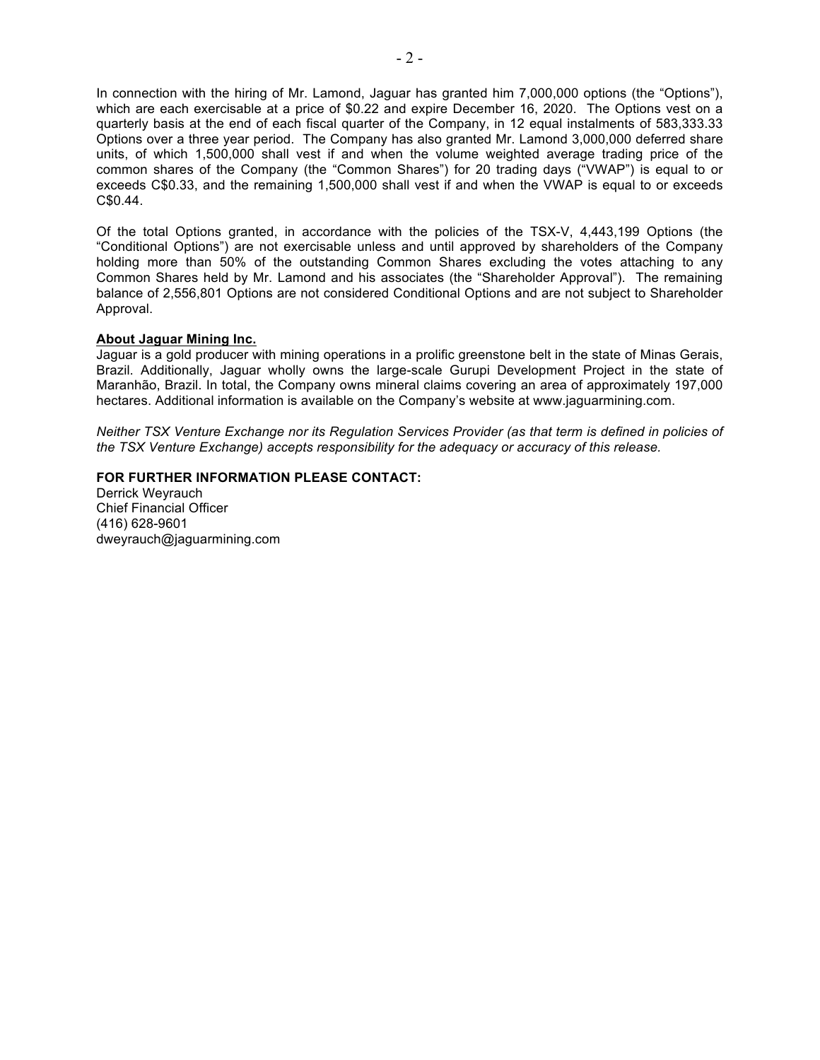In connection with the hiring of Mr. Lamond, Jaguar has granted him 7,000,000 options (the "Options"), which are each exercisable at a price of $0.22 and expire December 16, 2020. The Options vest on a quarterly basis at the end of each fiscal quarter of the Company, in 12 equal instalments of 583,333.33 Options over a three year period. The Company has also granted Mr. Lamond 3,000,000 deferred share units, of which 1,500,000 shall vest if and when the volume weighted average trading price of the common shares of the Company (the "Common Shares") for 20 trading days ("VWAP") is equal to or exceeds C$0.33, and the remaining 1,500,000 shall vest if and when the VWAP is equal to or exceeds C$0.44.

Of the total Options granted, in accordance with the policies of the TSX-V, 4,443,199 Options (the "Conditional Options") are not exercisable unless and until approved by shareholders of the Company holding more than 50% of the outstanding Common Shares excluding the votes attaching to any Common Shares held by Mr. Lamond and his associates (the "Shareholder Approval"). The remaining balance of 2,556,801 Options are not considered Conditional Options and are not subject to Shareholder Approval.

**About Jaguar Mining Inc.**

Jaguar is a gold producer with mining operations in a prolific greenstone belt in the state of Minas Gerais, Brazil. Additionally, Jaguar wholly owns the large-scale Gurupi Development Project in the state of Maranhão, Brazil. In total, the Company owns mineral claims covering an area of approximately 197,000 hectares. Additional information is available on the Company's website at www.jaguarmining.com.

*Neither TSX Venture Exchange nor its Regulation Services Provider (as that term is defined in policies of the TSX Venture Exchange) accepts responsibility for the adequacy or accuracy of this release.*

**FOR FURTHER INFORMATION PLEASE CONTACT:**

Derrick Weyrauch
Chief Financial Officer
(416) 628-9601
dweyrauch@jaguarmining.com